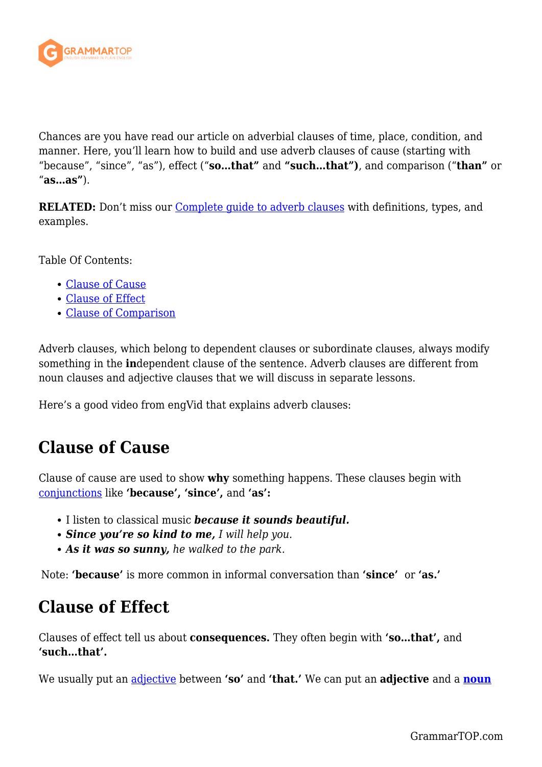Chances are you have read our article on adverbial clauses of time, place, condition, and manner. Here, you'll learn how to build and use adverb clauses of cause (starting with "because", "since", "as"), effect ("**so…that"** and **"such…that")**, and comparison ("**than"** or "**as…as"**).

**RELATED:** Don't miss our Complete guide to adverb clauses with definitions, types, and examples.

Table Of Contents:

- Clause of Cause
- Clause of Effect
- Clause of Comparison

Adverb clauses, which belong to dependent clauses or subordinate clauses, always modify something in the **in**dependent clause of the sentence. Adverb clauses are different from noun clauses and adjective clauses that we will discuss in separate lessons.

Here's a good video from engVid that explains adverb clauses:

## Clause of Cause

Clause of cause are used to show **why** something happens. These clauses begin with conjunctions like **'because', 'since',** and **'as':**

- I listen to classical music ***because it sounds beautiful.***
- ***Since you're so kind to me,*** *I will help you.*
- ***As it was so sunny,*** *he walked to the park.*

Note: **'because'** is more common in informal conversation than **'since'** or **'as.'**

## Clause of Effect

Clauses of effect tell us about **consequences.** They often begin with **'so…that',** and **'such…that'.**

We usually put an adjective between **'so'** and **'that.'** We can put an **adjective** and a **noun**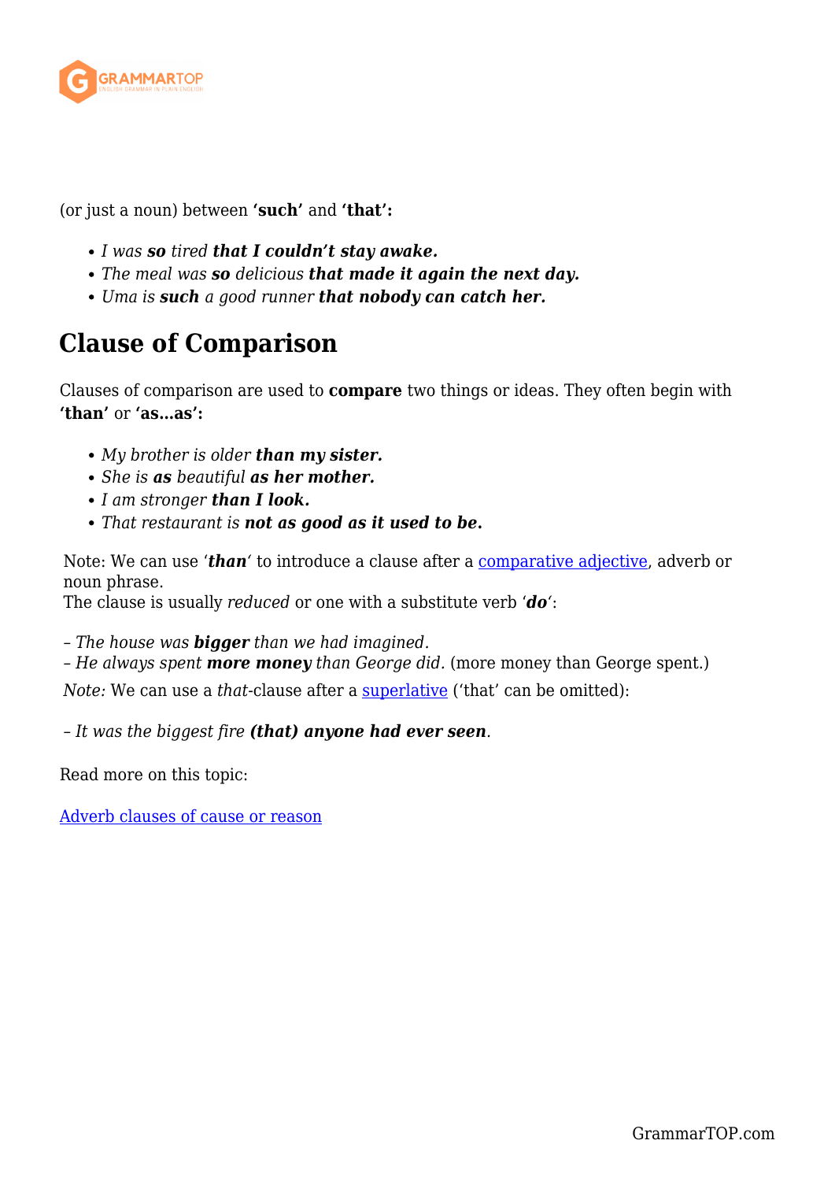(or just a noun) between **'such'** and **'that':**

- *I was **so** tired **that I couldn't stay awake.***
- *The meal was **so** delicious **that made it again the next day.***
- *Uma is **such** a good runner **that nobody can catch her.***

## Clause of Comparison

Clauses of comparison are used to **compare** two things or ideas. They often begin with **'than'** or **'as…as'**:

- *My brother is older **than my sister.***
- *She is **as** beautiful **as her mother.***
- *I am stronger **than I look.***
- *That restaurant is **not as good as it used to be.***

Note: We can use '***than***' to introduce a clause after a comparative adjective, adverb or noun phrase.
The clause is usually *reduced* or one with a substitute verb '***do***':

– *The house was **bigger** than we had imagined.*
– *He always spent **more money** than George did.* (more money than George spent.)

*Note:* We can use a *that*-clause after a superlative ('that' can be omitted):

– *It was the biggest fire **(that) anyone had ever seen**.*

Read more on this topic:

Adverb clauses of cause or reason